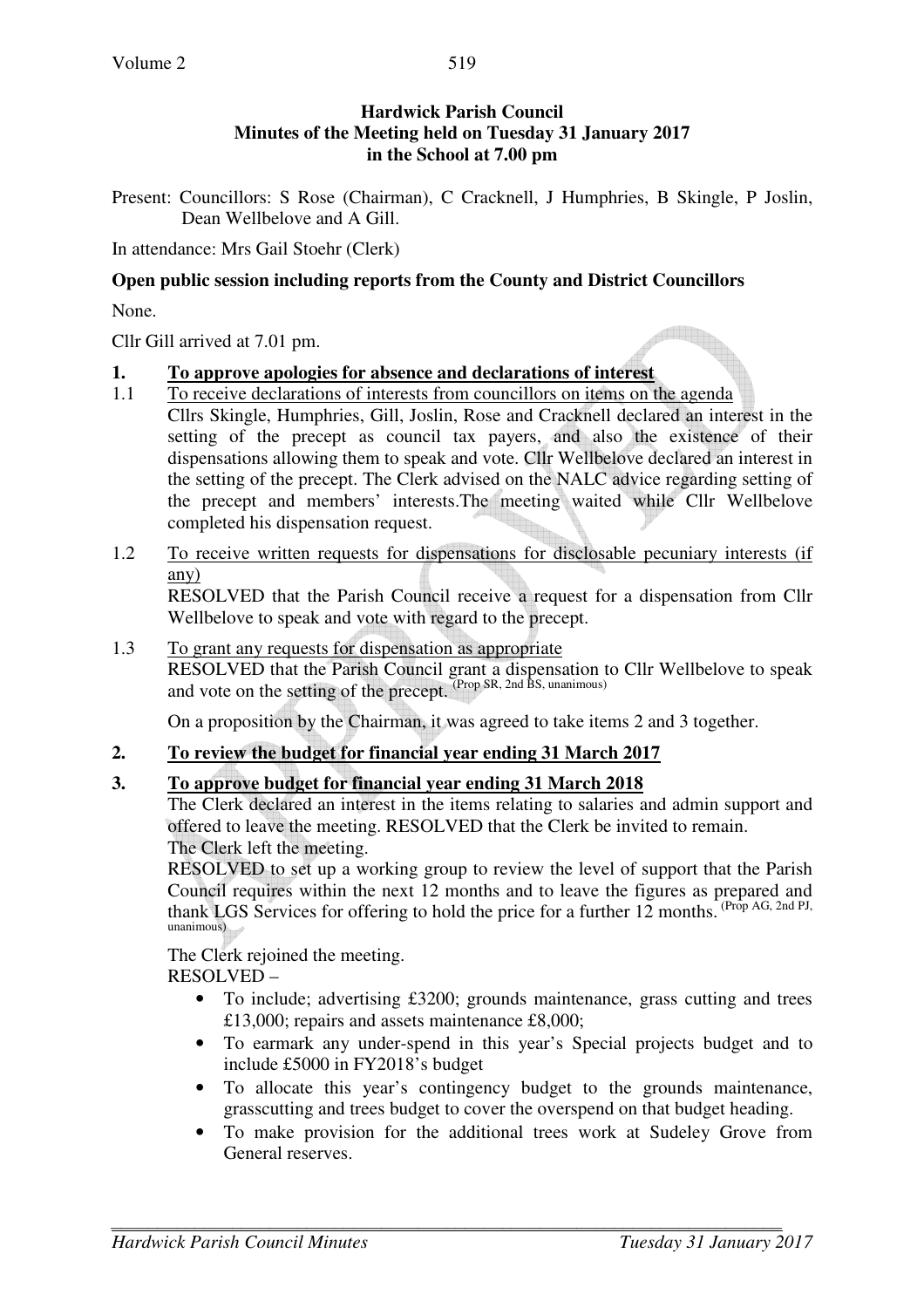**Hardwick Parish Council**
**Minutes of the Meeting held on Tuesday 31 January 2017**
**in the School at 7.00 pm**

Present: Councillors: S Rose (Chairman), C Cracknell, J Humphries, B Skingle, P Joslin, Dean Wellbelove and A Gill.

In attendance: Mrs Gail Stoehr (Clerk)

**Open public session including reports from the County and District Councillors**

None.

Cllr Gill arrived at 7.01 pm.

**1. <u>To approve apologies for absence and declarations of interest</u>**

1.1 <u>To receive declarations of interests from councillors on items on the agenda</u>
Cllrs Skingle, Humphries, Gill, Joslin, Rose and Cracknell declared an interest in the setting of the precept as council tax payers, and also the existence of their dispensations allowing them to speak and vote. Cllr Wellbelove declared an interest in the setting of the precept. The Clerk advised on the NALC advice regarding setting of the precept and members' interests.The meeting waited while Cllr Wellbelove completed his dispensation request.

1.2 <u>To receive written requests for dispensations for disclosable pecuniary interests (if any)</u>
RESOLVED that the Parish Council receive a request for a dispensation from Cllr Wellbelove to speak and vote with regard to the precept.

1.3 <u>To grant any requests for dispensation as appropriate</u>
RESOLVED that the Parish Council grant a dispensation to Cllr Wellbelove to speak and vote on the setting of the precept. (Prop SR, 2nd BS, unanimous)

On a proposition by the Chairman, it was agreed to take items 2 and 3 together.

**2. <u>To review the budget for financial year ending 31 March 2017</u>**

**3. <u>To approve budget for financial year ending 31 March 2018</u>**

The Clerk declared an interest in the items relating to salaries and admin support and offered to leave the meeting. RESOLVED that the Clerk be invited to remain.
The Clerk left the meeting.
RESOLVED to set up a working group to review the level of support that the Parish Council requires within the next 12 months and to leave the figures as prepared and thank LGS Services for offering to hold the price for a further 12 months. (Prop AG, 2nd PJ, unanimous)

The Clerk rejoined the meeting.
RESOLVED –

- To include; advertising £3200; grounds maintenance, grass cutting and trees £13,000; repairs and assets maintenance £8,000;
- To earmark any under-spend in this year's Special projects budget and to include £5000 in FY2018's budget
- To allocate this year's contingency budget to the grounds maintenance, grasscutting and trees budget to cover the overspend on that budget heading.
- To make provision for the additional trees work at Sudeley Grove from General reserves.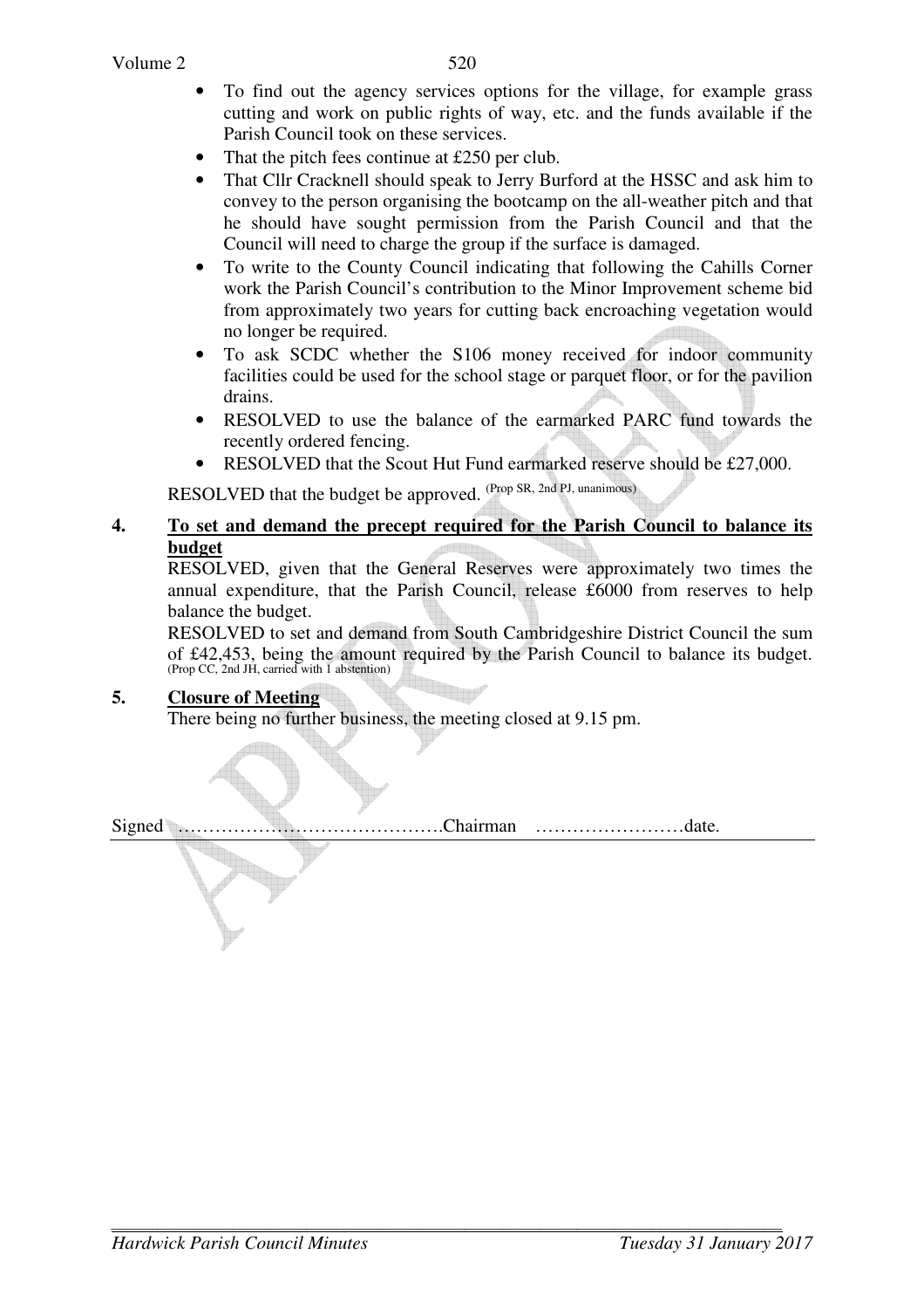- To find out the agency services options for the village, for example grass cutting and work on public rights of way, etc. and the funds available if the Parish Council took on these services.
- That the pitch fees continue at £250 per club.
- That Cllr Cracknell should speak to Jerry Burford at the HSSC and ask him to convey to the person organising the bootcamp on the all-weather pitch and that he should have sought permission from the Parish Council and that the Council will need to charge the group if the surface is damaged.
- To write to the County Council indicating that following the Cahills Corner work the Parish Council's contribution to the Minor Improvement scheme bid from approximately two years for cutting back encroaching vegetation would no longer be required.
- To ask SCDC whether the S106 money received for indoor community facilities could be used for the school stage or parquet floor, or for the pavilion drains.
- RESOLVED to use the balance of the earmarked PARC fund towards the recently ordered fencing.
- RESOLVED that the Scout Hut Fund earmarked reserve should be £27,000.

RESOLVED that the budget be approved. (Prop SR, 2nd PJ, unanimous)

**4. <u>To set and demand the precept required for the Parish Council to balance its budget</u>**

RESOLVED, given that the General Reserves were approximately two times the annual expenditure, that the Parish Council, release £6000 from reserves to help balance the budget.

RESOLVED to set and demand from South Cambridgeshire District Council the sum of £42,453, being the amount required by the Parish Council to balance its budget. (Prop CC, 2nd JH, carried with 1 abstention)

**5. <u>Closure of Meeting</u>**

There being no further business, the meeting closed at 9.15 pm.

Signed …………………………………….Chairman ……………………date.